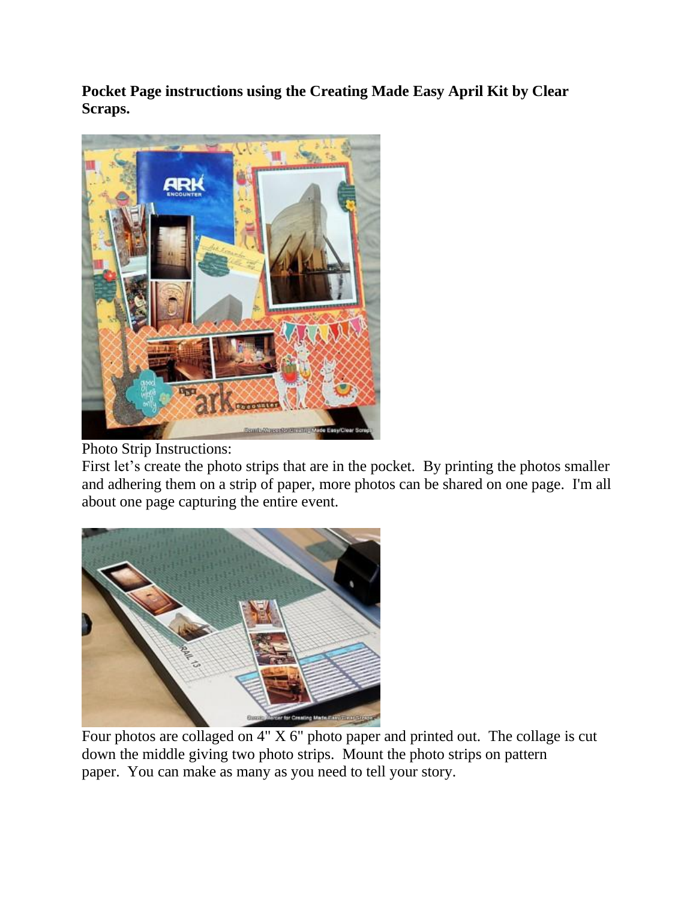**Pocket Page instructions using the Creating Made Easy April Kit by Clear Scraps.**

Photo Strip Instructions:
First let's create the photo strips that are in the pocket. By printing the photos smaller and adhering them on a strip of paper, more photos can be shared on one page. I'm all about one page capturing the entire event.

Four photos are collaged on 4" X 6" photo paper and printed out. The collage is cut down the middle giving two photo strips. Mount the photo strips on pattern paper. You can make as many as you need to tell your story.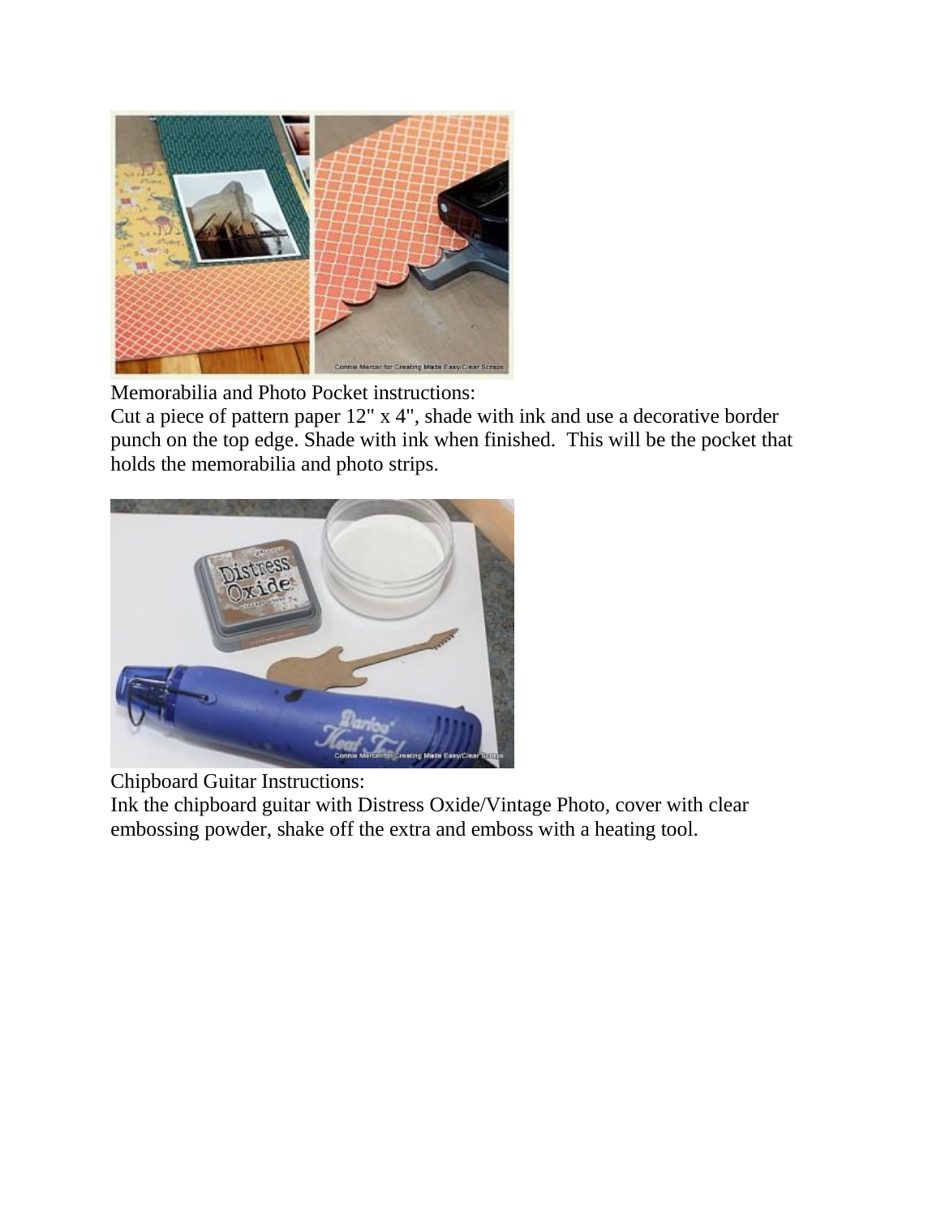Memorabilia and Photo Pocket instructions:
Cut a piece of pattern paper 12" x 4", shade with ink and use a decorative border punch on the top edge. Shade with ink when finished.  This will be the pocket that holds the memorabilia and photo strips.

Chipboard Guitar Instructions:
Ink the chipboard guitar with Distress Oxide/Vintage Photo, cover with clear embossing powder, shake off the extra and emboss with a heating tool.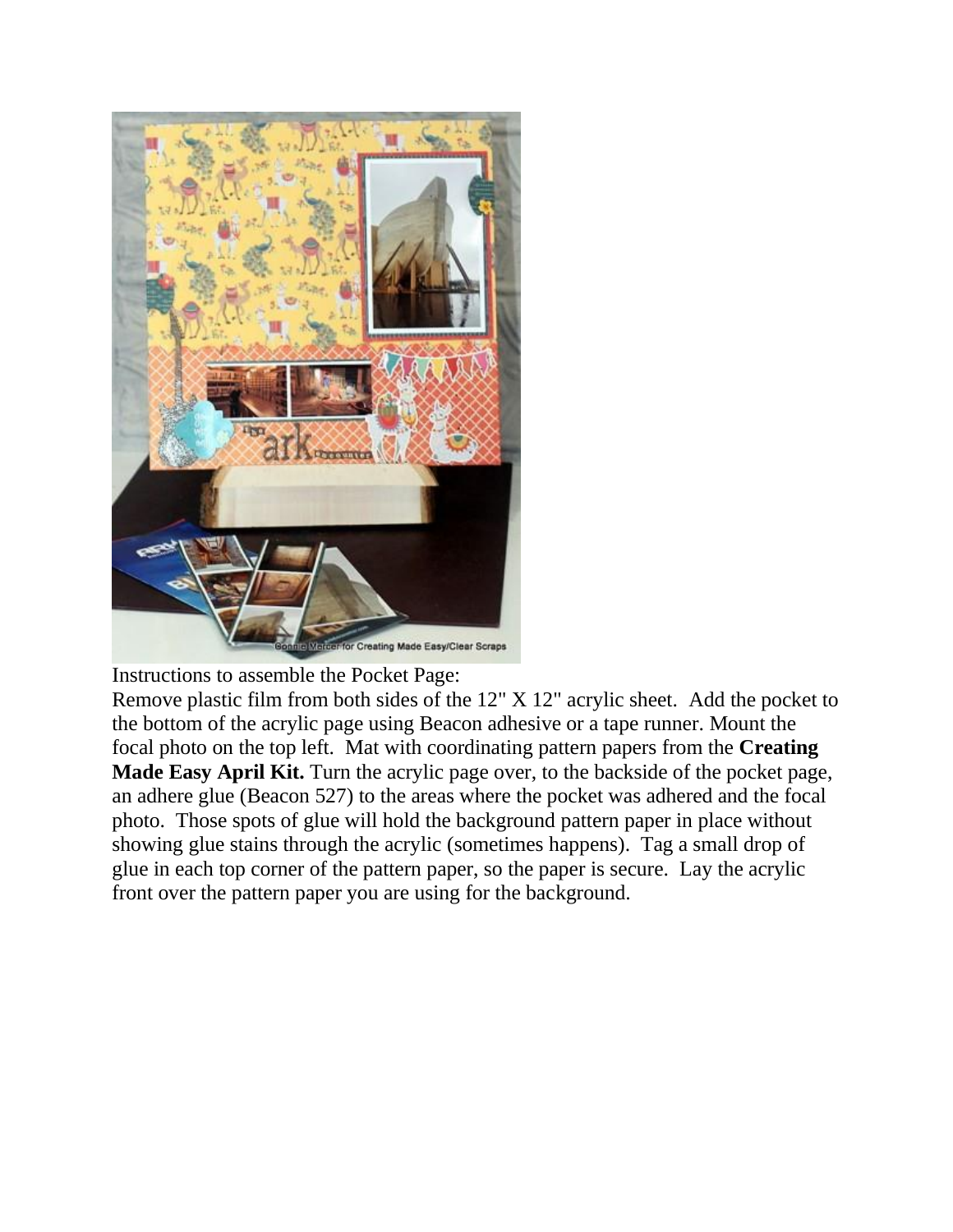Instructions to assemble the Pocket Page:

Remove plastic film from both sides of the 12" X 12" acrylic sheet. Add the pocket to the bottom of the acrylic page using Beacon adhesive or a tape runner. Mount the focal photo on the top left. Mat with coordinating pattern papers from the **Creating Made Easy April Kit.** Turn the acrylic page over, to the backside of the pocket page, an adhere glue (Beacon 527) to the areas where the pocket was adhered and the focal photo. Those spots of glue will hold the background pattern paper in place without showing glue stains through the acrylic (sometimes happens). Tag a small drop of glue in each top corner of the pattern paper, so the paper is secure. Lay the acrylic front over the pattern paper you are using for the background.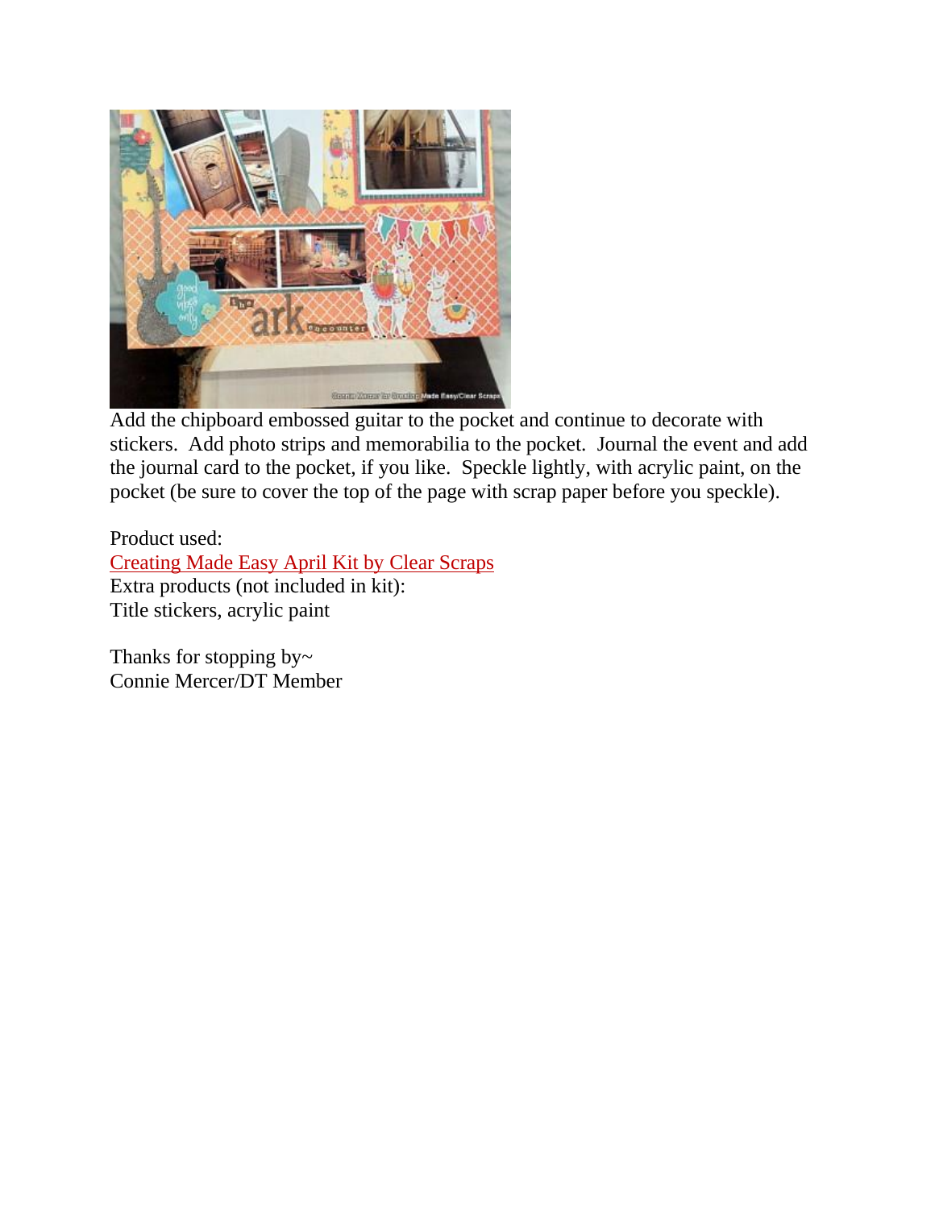Add the chipboard embossed guitar to the pocket and continue to decorate with stickers. Add photo strips and memorabilia to the pocket. Journal the event and add the journal card to the pocket, if you like. Speckle lightly, with acrylic paint, on the pocket (be sure to cover the top of the page with scrap paper before you speckle).

Product used:
Creating Made Easy April Kit by Clear Scraps
Extra products (not included in kit):
Title stickers, acrylic paint

Thanks for stopping by~
Connie Mercer/DT Member